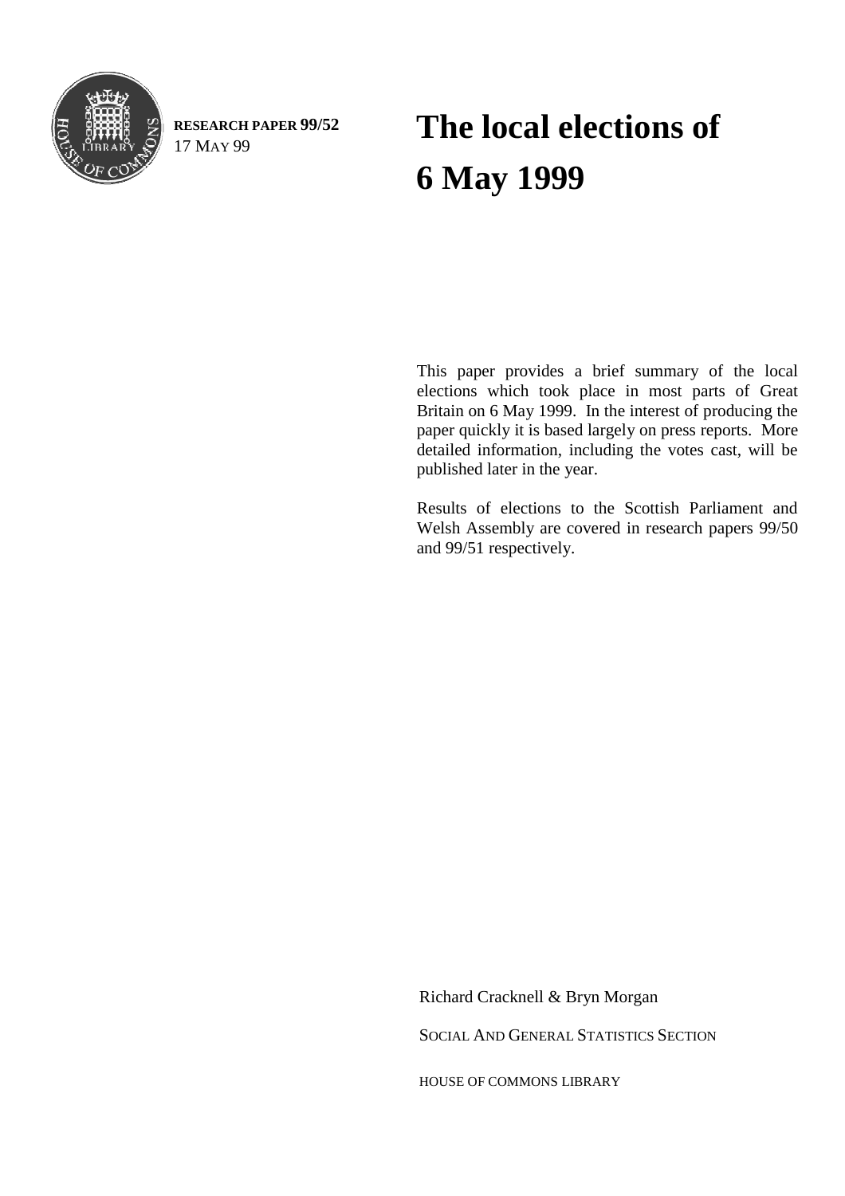**RESEARCH PAPER 99/52**
17 MAY 99

# The local elections of 6 May 1999

This paper provides a brief summary of the local elections which took place in most parts of Great Britain on 6 May 1999. In the interest of producing the paper quickly it is based largely on press reports. More detailed information, including the votes cast, will be published later in the year.

Results of elections to the Scottish Parliament and Welsh Assembly are covered in research papers 99/50 and 99/51 respectively.

Richard Cracknell & Bryn Morgan

SOCIAL AND GENERAL STATISTICS SECTION

HOUSE OF COMMONS LIBRARY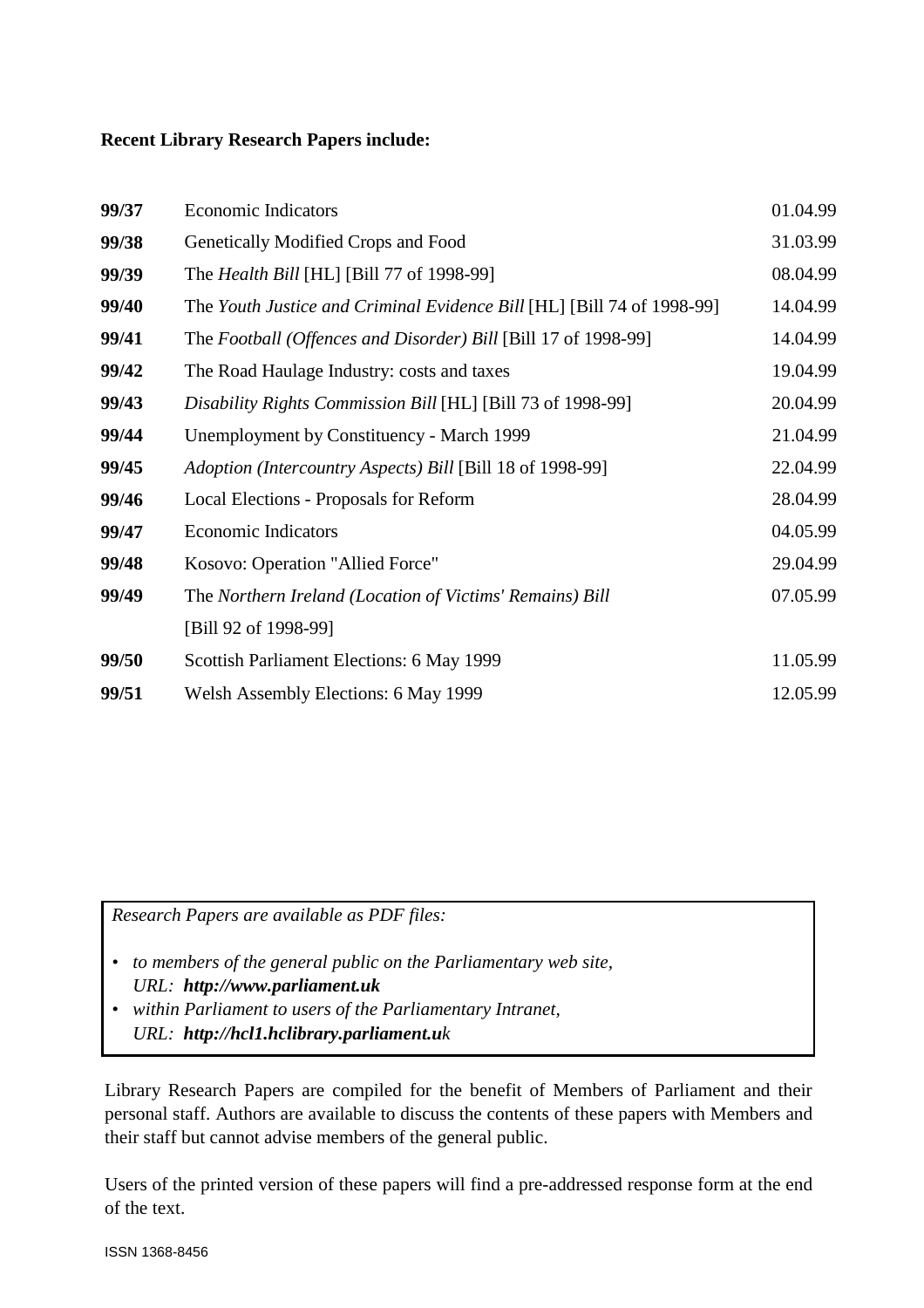**Recent Library Research Papers include:**

| | | |
|---|---|---|
| **99/37** | Economic Indicators | 01.04.99 |
| **99/38** | Genetically Modified Crops and Food | 31.03.99 |
| **99/39** | The *Health Bill* [HL] [Bill 77 of 1998-99] | 08.04.99 |
| **99/40** | The *Youth Justice and Criminal Evidence Bill* [HL] [Bill 74 of 1998-99] | 14.04.99 |
| **99/41** | The *Football (Offences and Disorder) Bill* [Bill 17 of 1998-99] | 14.04.99 |
| **99/42** | The Road Haulage Industry: costs and taxes | 19.04.99 |
| **99/43** | *Disability Rights Commission Bill* [HL] [Bill 73 of 1998-99] | 20.04.99 |
| **99/44** | Unemployment by Constituency - March 1999 | 21.04.99 |
| **99/45** | *Adoption (Intercountry Aspects) Bill* [Bill 18 of 1998-99] | 22.04.99 |
| **99/46** | Local Elections - Proposals for Reform | 28.04.99 |
| **99/47** | Economic Indicators | 04.05.99 |
| **99/48** | Kosovo: Operation "Allied Force" | 29.04.99 |
| **99/49** | The *Northern Ireland (Location of Victims' Remains) Bill* [Bill 92 of 1998-99] | 07.05.99 |
| **99/50** | Scottish Parliament Elections: 6 May 1999 | 11.05.99 |
| **99/51** | Welsh Assembly Elections: 6 May 1999 | 12.05.99 |

*Research Papers are available as PDF files:*

- *to members of the general public on the Parliamentary web site,*
  *URL:* ***http://www.parliament.uk***
- *within Parliament to users of the Parliamentary Intranet,*
  *URL:* ***http://hcl1.hclibrary.parliament.u****k*

Library Research Papers are compiled for the benefit of Members of Parliament and their personal staff. Authors are available to discuss the contents of these papers with Members and their staff but cannot advise members of the general public.

Users of the printed version of these papers will find a pre-addressed response form at the end of the text.

ISSN 1368-8456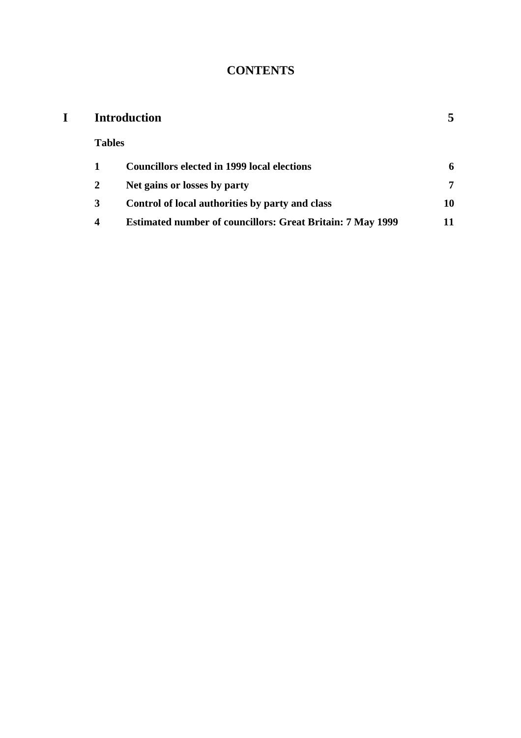# CONTENTS

| | | |
|---|---|---|
| **I** | **Introduction** | **5** |

**Tables**

| | | |
|---|---|---|
| **1** | **Councillors elected in 1999 local elections** | **6** |
| **2** | **Net gains or losses by party** | **7** |
| **3** | **Control of local authorities by party and class** | **10** |
| **4** | **Estimated number of councillors: Great Britain: 7 May 1999** | **11** |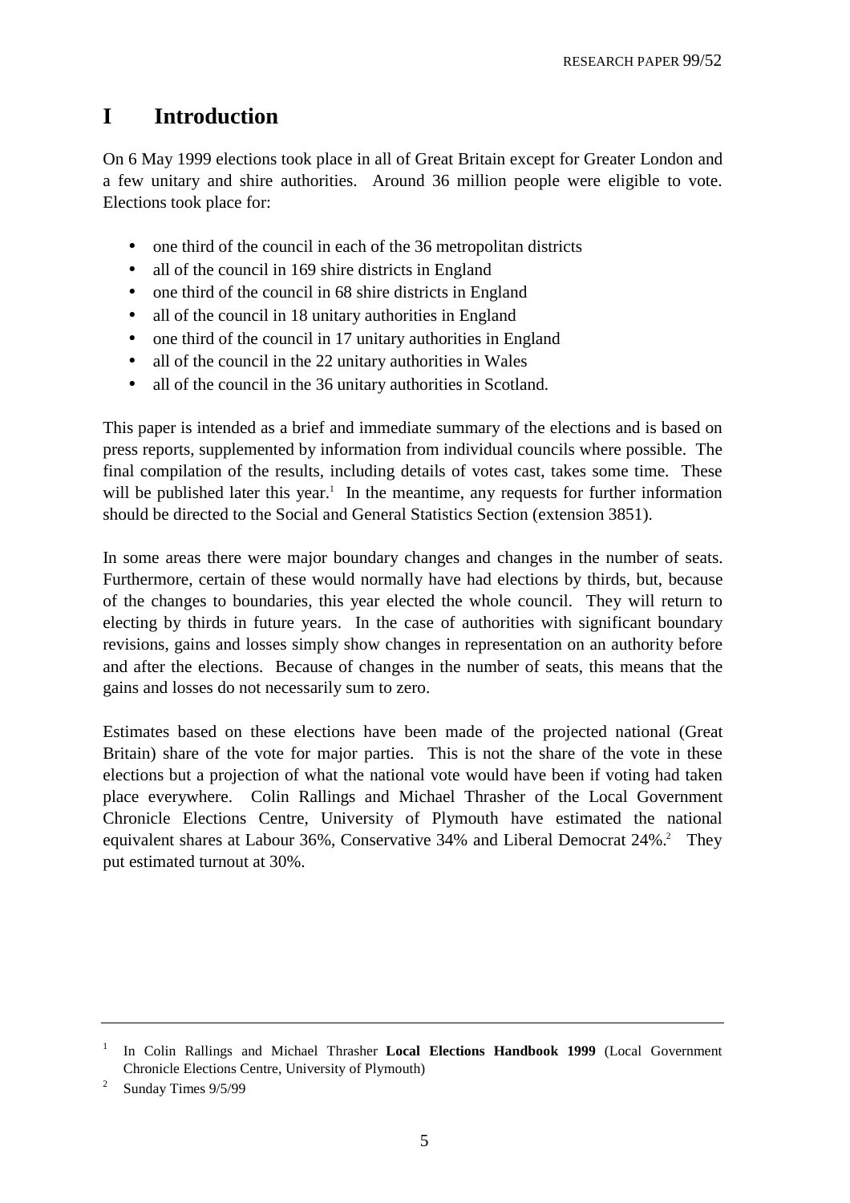# I Introduction

On 6 May 1999 elections took place in all of Great Britain except for Greater London and a few unitary and shire authorities. Around 36 million people were eligible to vote. Elections took place for:

- one third of the council in each of the 36 metropolitan districts
- all of the council in 169 shire districts in England
- one third of the council in 68 shire districts in England
- all of the council in 18 unitary authorities in England
- one third of the council in 17 unitary authorities in England
- all of the council in the 22 unitary authorities in Wales
- all of the council in the 36 unitary authorities in Scotland.

This paper is intended as a brief and immediate summary of the elections and is based on press reports, supplemented by information from individual councils where possible. The final compilation of the results, including details of votes cast, takes some time. These will be published later this year.[1] In the meantime, any requests for further information should be directed to the Social and General Statistics Section (extension 3851).

In some areas there were major boundary changes and changes in the number of seats. Furthermore, certain of these would normally have had elections by thirds, but, because of the changes to boundaries, this year elected the whole council. They will return to electing by thirds in future years. In the case of authorities with significant boundary revisions, gains and losses simply show changes in representation on an authority before and after the elections. Because of changes in the number of seats, this means that the gains and losses do not necessarily sum to zero.

Estimates based on these elections have been made of the projected national (Great Britain) share of the vote for major parties. This is not the share of the vote in these elections but a projection of what the national vote would have been if voting had taken place everywhere. Colin Rallings and Michael Thrasher of the Local Government Chronicle Elections Centre, University of Plymouth have estimated the national equivalent shares at Labour 36%, Conservative 34% and Liberal Democrat 24%.[2] They put estimated turnout at 30%.

---

[1] In Colin Rallings and Michael Thrasher **Local Elections Handbook 1999** (Local Government Chronicle Elections Centre, University of Plymouth)

[2] Sunday Times 9/5/99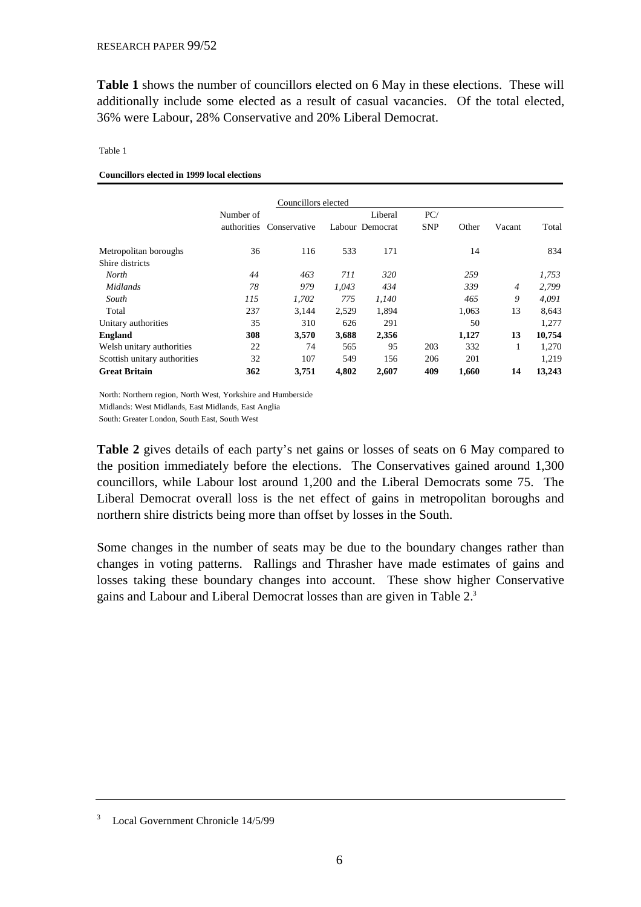**Table 1** shows the number of councillors elected on 6 May in these elections. These will additionally include some elected as a result of casual vacancies. Of the total elected, 36% were Labour, 28% Conservative and 20% Liberal Democrat.

Table 1

**Councillors elected in 1999 local elections**

| | Number of authorities | Councillors elected Conservative | Labour | Liberal Democrat | PC/ SNP | Other | Vacant | Total |
|---|---|---|---|---|---|---|---|---|
| Metropolitan boroughs | 36 | 116 | 533 | 171 | | 14 | | 834 |
| Shire districts | | | | | | | | |
| *North* | *44* | *463* | *711* | *320* | | *259* | | *1,753* |
| *Midlands* | *78* | *979* | *1,043* | *434* | | *339* | *4* | *2,799* |
| *South* | *115* | *1,702* | *775* | *1,140* | | *465* | *9* | *4,091* |
| Total | 237 | 3,144 | 2,529 | 1,894 | | 1,063 | 13 | 8,643 |
| Unitary authorities | 35 | 310 | 626 | 291 | | 50 | | 1,277 |
| **England** | **308** | **3,570** | **3,688** | **2,356** | | **1,127** | **13** | **10,754** |
| Welsh unitary authorities | 22 | 74 | 565 | 95 | 203 | 332 | 1 | 1,270 |
| Scottish unitary authorities | 32 | 107 | 549 | 156 | 206 | 201 | | 1,219 |
| **Great Britain** | **362** | **3,751** | **4,802** | **2,607** | **409** | **1,660** | **14** | **13,243** |

North: Northern region, North West, Yorkshire and Humberside

Midlands: West Midlands, East Midlands, East Anglia

South: Greater London, South East, South West

**Table 2** gives details of each party's net gains or losses of seats on 6 May compared to the position immediately before the elections. The Conservatives gained around 1,300 councillors, while Labour lost around 1,200 and the Liberal Democrats some 75. The Liberal Democrat overall loss is the net effect of gains in metropolitan boroughs and northern shire districts being more than offset by losses in the South.

Some changes in the number of seats may be due to the boundary changes rather than changes in voting patterns. Rallings and Thrasher have made estimates of gains and losses taking these boundary changes into account. These show higher Conservative gains and Labour and Liberal Democrat losses than are given in Table 2.[3]

[3] Local Government Chronicle 14/5/99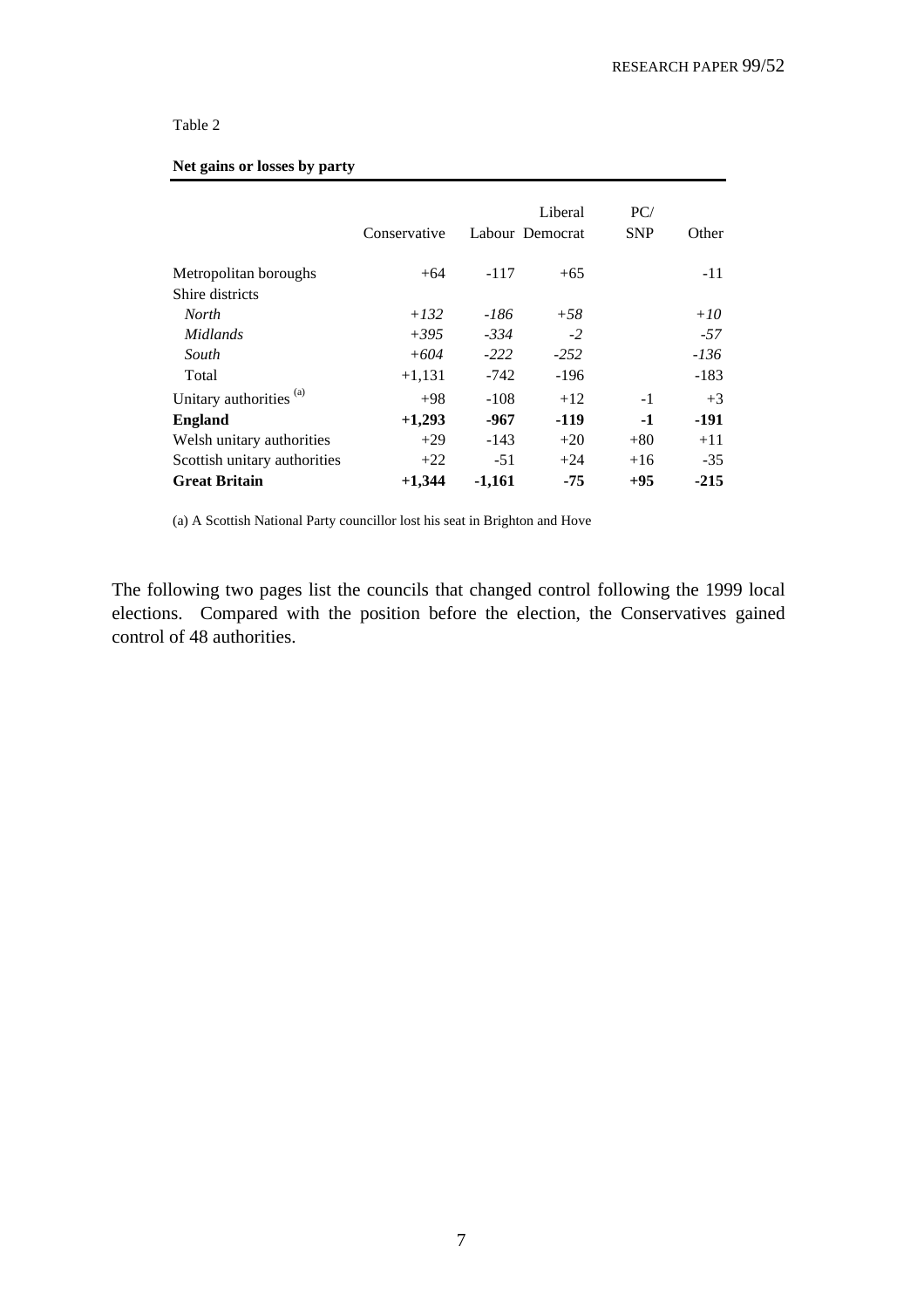Table 2

**Net gains or losses by party**

| | Conservative | Labour | Liberal Democrat | PC/ SNP | Other |
|---|---|---|---|---|---|
| Metropolitan boroughs | +64 | -117 | +65 | | -11 |
| Shire districts | | | | | |
| *North* | *+132* | *-186* | *+58* | | *+10* |
| *Midlands* | *+395* | *-334* | *-2* | | *-57* |
| *South* | *+604* | *-222* | *-252* | | *-136* |
| Total | +1,131 | -742 | -196 | | -183 |
| Unitary authorities [(a)] | +98 | -108 | +12 | -1 | +3 |
| **England** | **+1,293** | **-967** | **-119** | **-1** | **-191** |
| Welsh unitary authorities | +29 | -143 | +20 | +80 | +11 |
| Scottish unitary authorities | +22 | -51 | +24 | +16 | -35 |
| **Great Britain** | **+1,344** | **-1,161** | **-75** | **+95** | **-215** |

(a) A Scottish National Party councillor lost his seat in Brighton and Hove

The following two pages list the councils that changed control following the 1999 local elections. Compared with the position before the election, the Conservatives gained control of 48 authorities.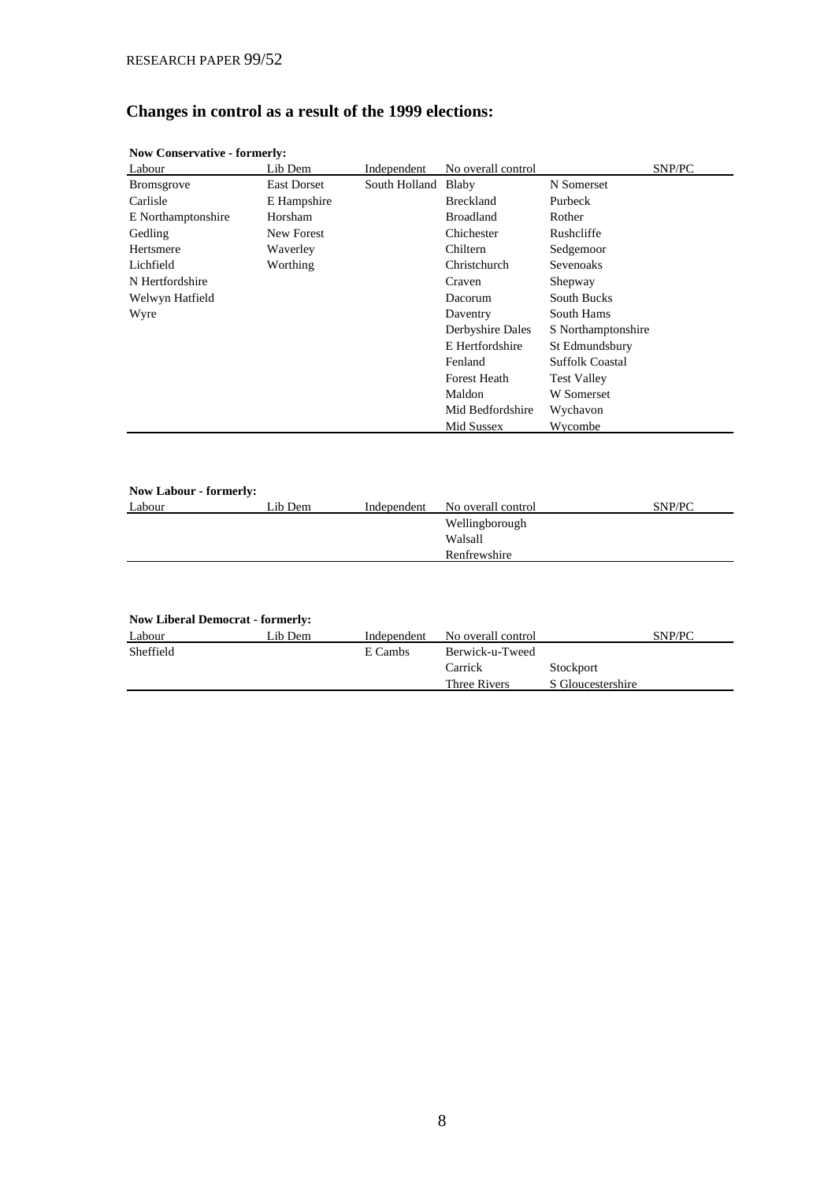## Changes in control as a result of the 1999 elections:

**Now Conservative - formerly:**

| Labour | Lib Dem | Independent | No overall control | | SNP/PC |
|---|---|---|---|---|---|
| Bromsgrove | East Dorset | South Holland | Blaby | N Somerset | |
| Carlisle | E Hampshire | | Breckland | Purbeck | |
| E Northamptonshire | Horsham | | Broadland | Rother | |
| Gedling | New Forest | | Chichester | Rushcliffe | |
| Hertsmere | Waverley | | Chiltern | Sedgemoor | |
| Lichfield | Worthing | | Christchurch | Sevenoaks | |
| N Hertfordshire | | | Craven | Shepway | |
| Welwyn Hatfield | | | Dacorum | South Bucks | |
| Wyre | | | Daventry | South Hams | |
| | | | Derbyshire Dales | S Northamptonshire | |
| | | | E Hertfordshire | St Edmundsbury | |
| | | | Fenland | Suffolk Coastal | |
| | | | Forest Heath | Test Valley | |
| | | | Maldon | W Somerset | |
| | | | Mid Bedfordshire | Wychavon | |
| | | | Mid Sussex | Wycombe | |

**Now Labour - formerly:**

| Labour | Lib Dem | Independent | No overall control | | SNP/PC |
|---|---|---|---|---|---|
| | | | Wellingborough | | |
| | | | Walsall | | |
| | | | Renfrewshire | | |

**Now Liberal Democrat - formerly:**

| Labour | Lib Dem | Independent | No overall control | | SNP/PC |
|---|---|---|---|---|---|
| Sheffield | | E Cambs | Berwick-u-Tweed | | |
| | | | Carrick | Stockport | |
| | | | Three Rivers | S Gloucestershire | |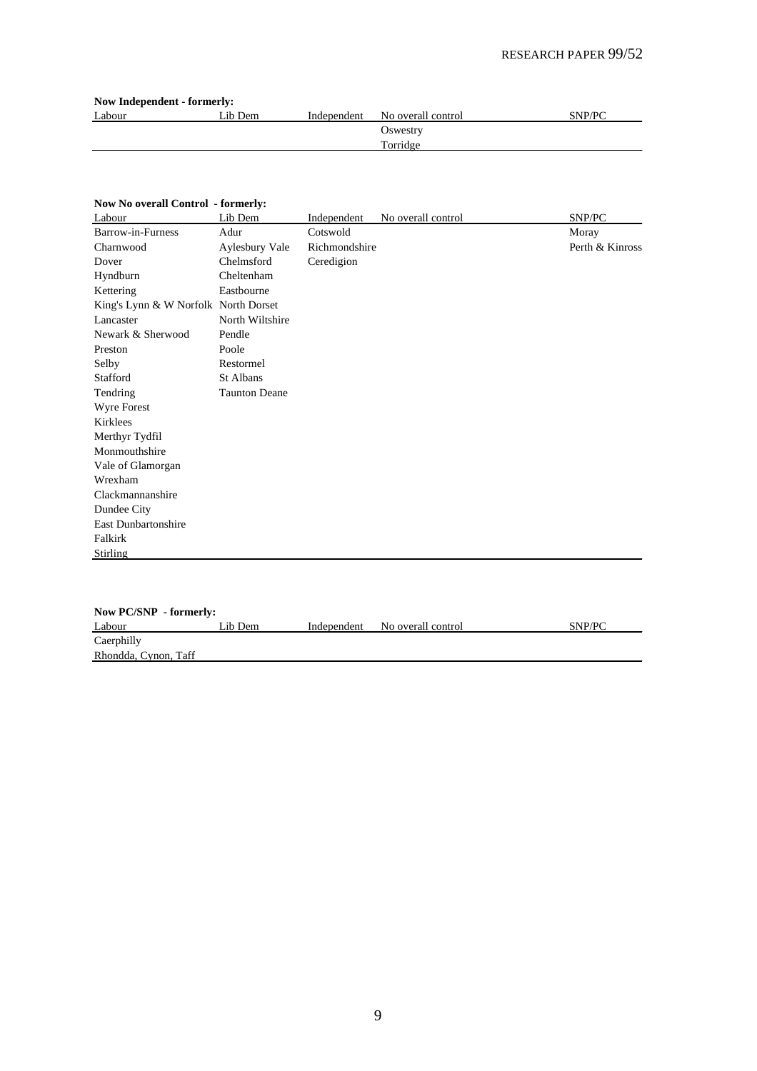**Now Independent - formerly:**

| Labour | Lib Dem | Independent | No overall control | SNP/PC |
|---|---|---|---|---|
| | | | Oswestry | |
| | | | Torridge | |

**Now No overall Control - formerly:**

| Labour | Lib Dem | Independent | No overall control | SNP/PC |
|---|---|---|---|---|
| Barrow-in-Furness | Adur | Cotswold | | Moray |
| Charnwood | Aylesbury Vale | Richmondshire | | Perth & Kinross |
| Dover | Chelmsford | Ceredigion | | |
| Hyndburn | Cheltenham | | | |
| Kettering | Eastbourne | | | |
| King's Lynn & W Norfolk | North Dorset | | | |
| Lancaster | North Wiltshire | | | |
| Newark & Sherwood | Pendle | | | |
| Preston | Poole | | | |
| Selby | Restormel | | | |
| Stafford | St Albans | | | |
| Tendring | Taunton Deane | | | |
| Wyre Forest | | | | |
| Kirklees | | | | |
| Merthyr Tydfil | | | | |
| Monmouthshire | | | | |
| Vale of Glamorgan | | | | |
| Wrexham | | | | |
| Clackmannanshire | | | | |
| Dundee City | | | | |
| East Dunbartonshire | | | | |
| Falkirk | | | | |
| Stirling | | | | |

**Now PC/SNP - formerly:**

| Labour | Lib Dem | Independent | No overall control | SNP/PC |
|---|---|---|---|---|
| Caerphilly | | | | |
| Rhondda, Cynon, Taff | | | | |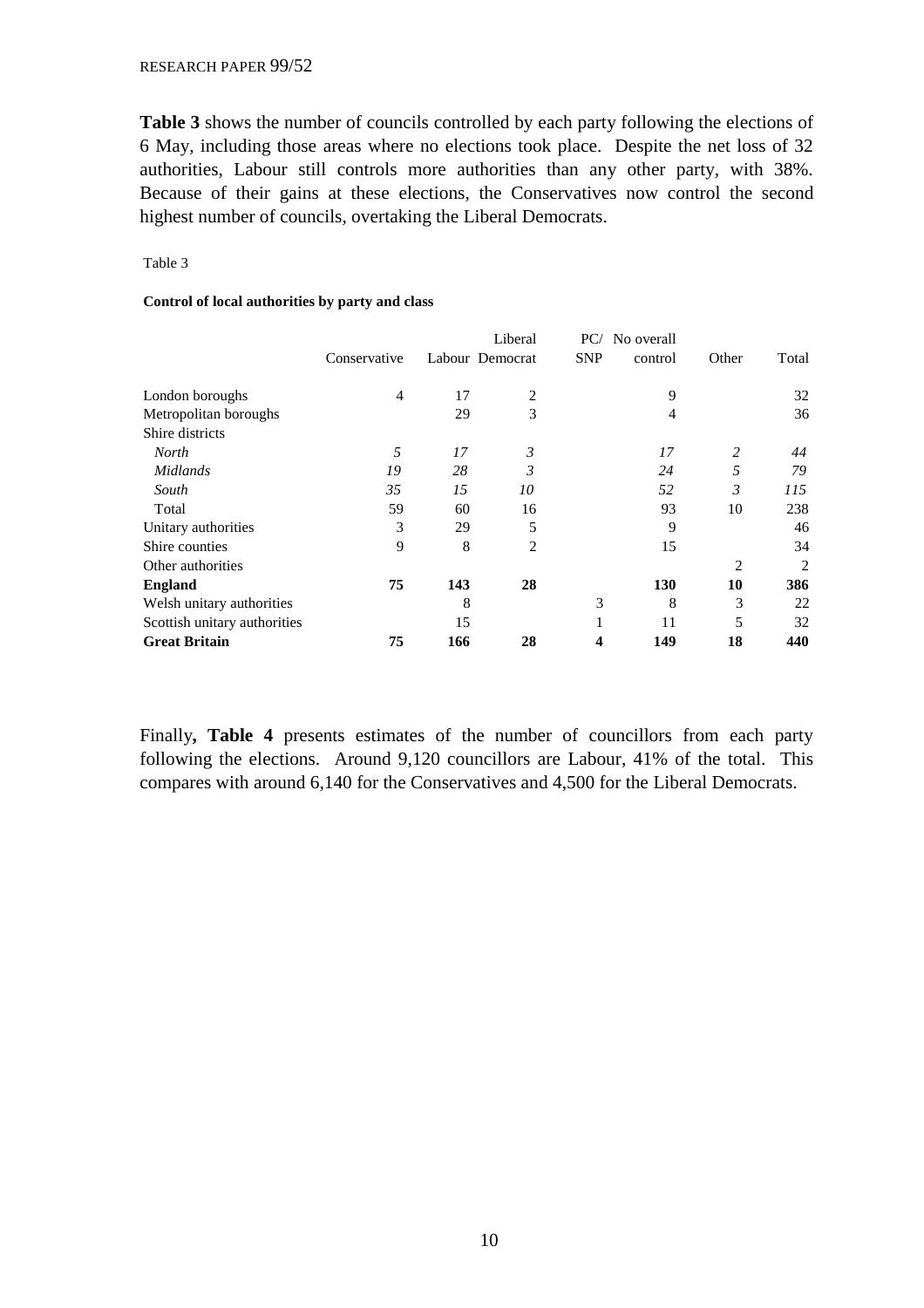**Table 3** shows the number of councils controlled by each party following the elections of 6 May, including those areas where no elections took place. Despite the net loss of 32 authorities, Labour still controls more authorities than any other party, with 38%. Because of their gains at these elections, the Conservatives now control the second highest number of councils, overtaking the Liberal Democrats.

Table 3

**Control of local authorities by party and class**

| | Conservative | Labour | Liberal Democrat | PC/ SNP | No overall control | Other | Total |
|---|---|---|---|---|---|---|---|
| London boroughs | 4 | 17 | 2 | | 9 | | 32 |
| Metropolitan boroughs | | 29 | 3 | | 4 | | 36 |
| Shire districts | | | | | | | |
| *North* | *5* | *17* | *3* | | *17* | *2* | *44* |
| *Midlands* | *19* | *28* | *3* | | *24* | *5* | *79* |
| *South* | *35* | *15* | *10* | | *52* | *3* | *115* |
| Total | 59 | 60 | 16 | | 93 | 10 | 238 |
| Unitary authorities | 3 | 29 | 5 | | 9 | | 46 |
| Shire counties | 9 | 8 | 2 | | 15 | | 34 |
| Other authorities | | | | | | 2 | 2 |
| **England** | **75** | **143** | **28** | | **130** | **10** | **386** |
| Welsh unitary authorities | | 8 | | 3 | 8 | 3 | 22 |
| Scottish unitary authorities | | 15 | | 1 | 11 | 5 | 32 |
| **Great Britain** | **75** | **166** | **28** | **4** | **149** | **18** | **440** |

Finally**, Table 4** presents estimates of the number of councillors from each party following the elections. Around 9,120 councillors are Labour, 41% of the total. This compares with around 6,140 for the Conservatives and 4,500 for the Liberal Democrats.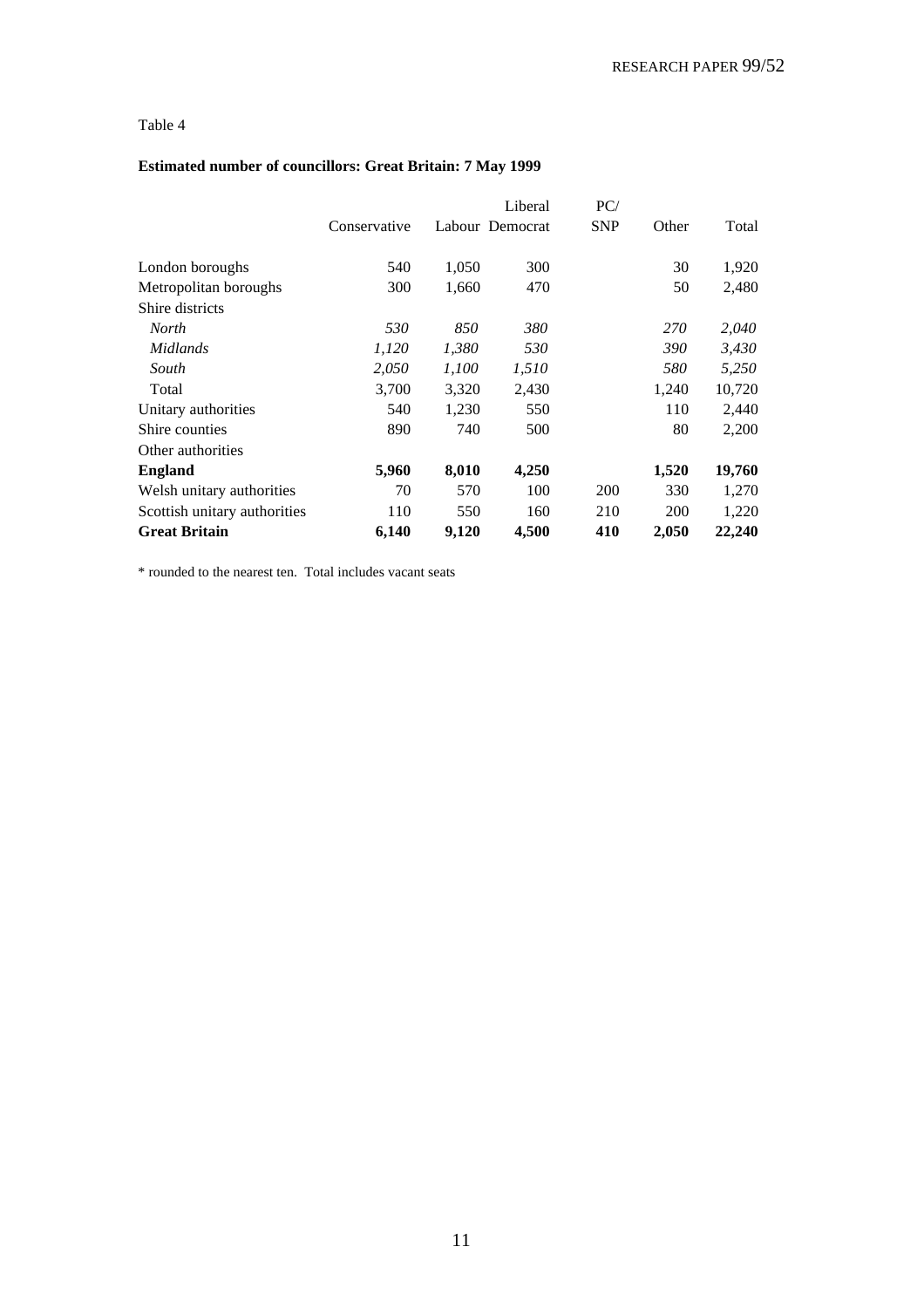Table 4

**Estimated number of councillors: Great Britain: 7 May 1999**

| | Conservative | Labour | Liberal Democrat | PC/ SNP | Other | Total |
|---|---|---|---|---|---|---|
| London boroughs | 540 | 1,050 | 300 | | 30 | 1,920 |
| Metropolitan boroughs | 300 | 1,660 | 470 | | 50 | 2,480 |
| Shire districts | | | | | | |
| *North* | *530* | *850* | *380* | | *270* | *2,040* |
| *Midlands* | *1,120* | *1,380* | *530* | | *390* | *3,430* |
| *South* | *2,050* | *1,100* | *1,510* | | *580* | *5,250* |
| Total | 3,700 | 3,320 | 2,430 | | 1,240 | 10,720 |
| Unitary authorities | 540 | 1,230 | 550 | | 110 | 2,440 |
| Shire counties | 890 | 740 | 500 | | 80 | 2,200 |
| Other authorities | | | | | | |
| **England** | **5,960** | **8,010** | **4,250** | | **1,520** | **19,760** |
| Welsh unitary authorities | 70 | 570 | 100 | 200 | 330 | 1,270 |
| Scottish unitary authorities | 110 | 550 | 160 | 210 | 200 | 1,220 |
| **Great Britain** | **6,140** | **9,120** | **4,500** | **410** | **2,050** | **22,240** |

* rounded to the nearest ten. Total includes vacant seats